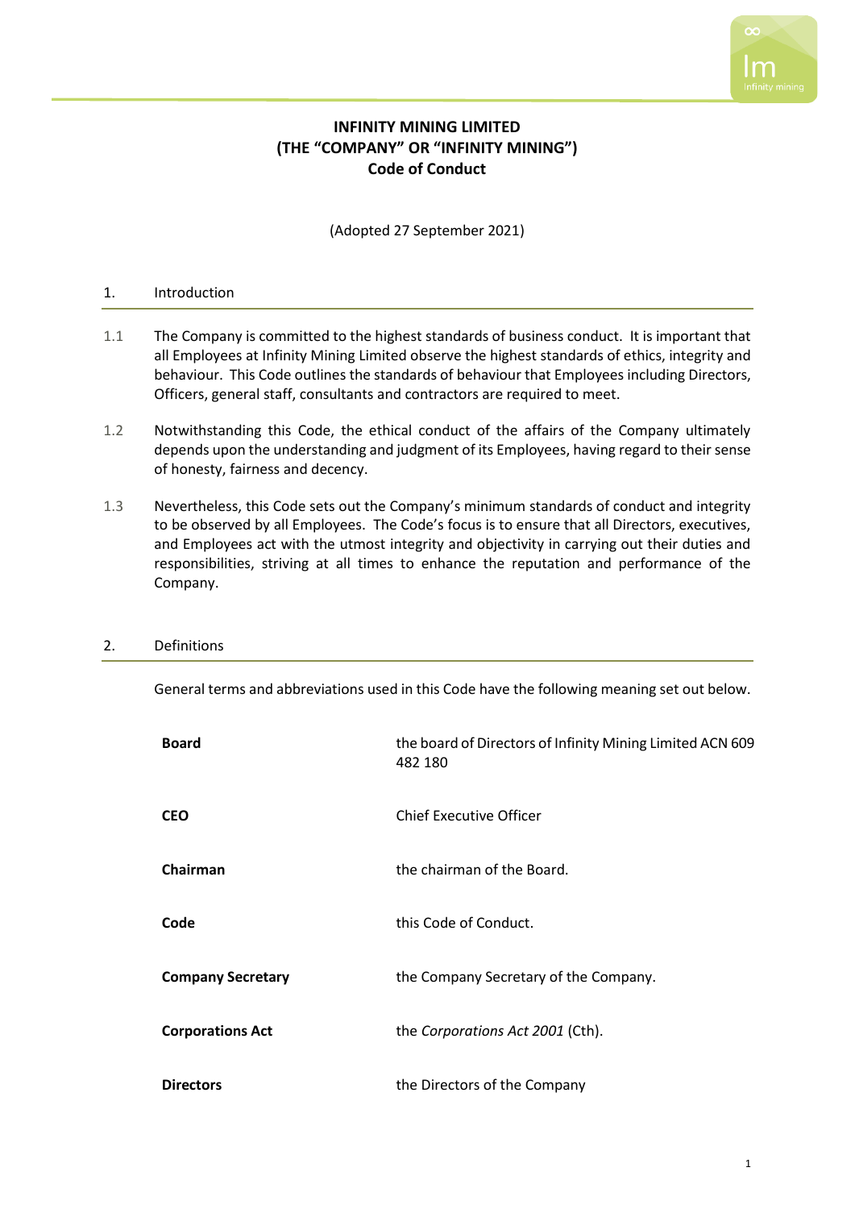# INFINITY MINING LIMITED
# (THE "COMPANY" OR "INFINITY MINING")
# Code of Conduct

(Adopted 27 September 2021)

## 1. Introduction

1.1 The Company is committed to the highest standards of business conduct. It is important that all Employees at Infinity Mining Limited observe the highest standards of ethics, integrity and behaviour. This Code outlines the standards of behaviour that Employees including Directors, Officers, general staff, consultants and contractors are required to meet.

1.2 Notwithstanding this Code, the ethical conduct of the affairs of the Company ultimately depends upon the understanding and judgment of its Employees, having regard to their sense of honesty, fairness and decency.

1.3 Nevertheless, this Code sets out the Company's minimum standards of conduct and integrity to be observed by all Employees. The Code's focus is to ensure that all Directors, executives, and Employees act with the utmost integrity and objectivity in carrying out their duties and responsibilities, striving at all times to enhance the reputation and performance of the Company.

## 2. Definitions

General terms and abbreviations used in this Code have the following meaning set out below.

| | |
|---|---|
| **Board** | the board of Directors of Infinity Mining Limited ACN 609 482 180 |
| **CEO** | Chief Executive Officer |
| **Chairman** | the chairman of the Board. |
| **Code** | this Code of Conduct. |
| **Company Secretary** | the Company Secretary of the Company. |
| **Corporations Act** | the *Corporations Act 2001* (Cth). |
| **Directors** | the Directors of the Company |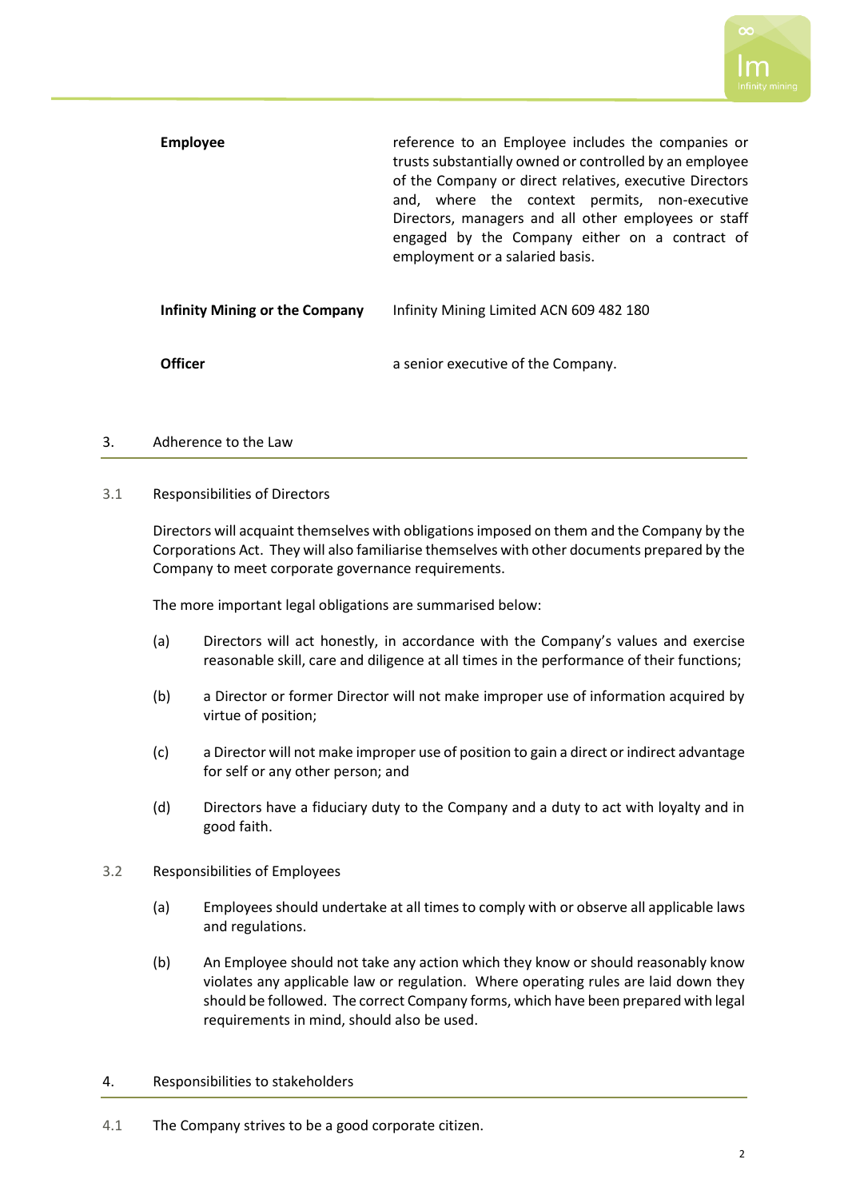| | |
|---|---|
| **Employee** | reference to an Employee includes the companies or trusts substantially owned or controlled by an employee of the Company or direct relatives, executive Directors and, where the context permits, non-executive Directors, managers and all other employees or staff engaged by the Company either on a contract of employment or a salaried basis. |
| **Infinity Mining or the Company** | Infinity Mining Limited ACN 609 482 180 |
| **Officer** | a senior executive of the Company. |

## 3. Adherence to the Law

### 3.1 Responsibilities of Directors

Directors will acquaint themselves with obligations imposed on them and the Company by the Corporations Act. They will also familiarise themselves with other documents prepared by the Company to meet corporate governance requirements.

The more important legal obligations are summarised below:

(a) Directors will act honestly, in accordance with the Company's values and exercise reasonable skill, care and diligence at all times in the performance of their functions;

(b) a Director or former Director will not make improper use of information acquired by virtue of position;

(c) a Director will not make improper use of position to gain a direct or indirect advantage for self or any other person; and

(d) Directors have a fiduciary duty to the Company and a duty to act with loyalty and in good faith.

### 3.2 Responsibilities of Employees

(a) Employees should undertake at all times to comply with or observe all applicable laws and regulations.

(b) An Employee should not take any action which they know or should reasonably know violates any applicable law or regulation. Where operating rules are laid down they should be followed. The correct Company forms, which have been prepared with legal requirements in mind, should also be used.

## 4. Responsibilities to stakeholders

4.1 The Company strives to be a good corporate citizen.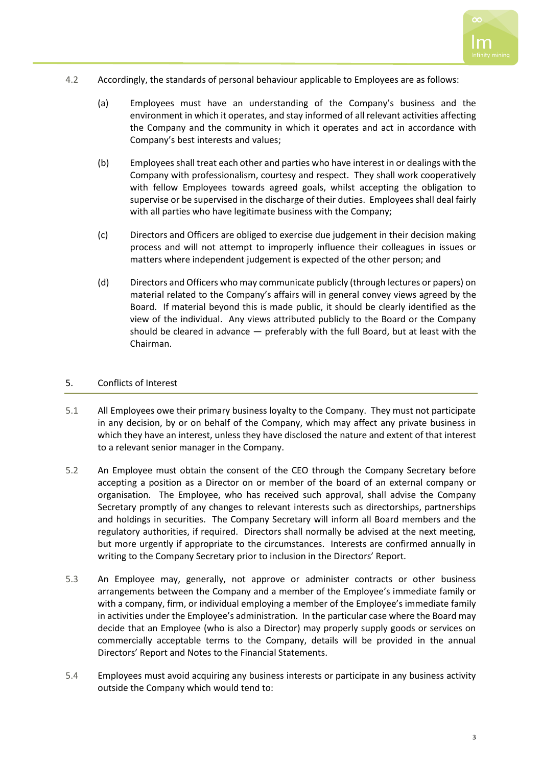4.2 Accordingly, the standards of personal behaviour applicable to Employees are as follows:

(a) Employees must have an understanding of the Company's business and the environment in which it operates, and stay informed of all relevant activities affecting the Company and the community in which it operates and act in accordance with Company's best interests and values;

(b) Employees shall treat each other and parties who have interest in or dealings with the Company with professionalism, courtesy and respect. They shall work cooperatively with fellow Employees towards agreed goals, whilst accepting the obligation to supervise or be supervised in the discharge of their duties. Employees shall deal fairly with all parties who have legitimate business with the Company;

(c) Directors and Officers are obliged to exercise due judgement in their decision making process and will not attempt to improperly influence their colleagues in issues or matters where independent judgement is expected of the other person; and

(d) Directors and Officers who may communicate publicly (through lectures or papers) on material related to the Company's affairs will in general convey views agreed by the Board. If material beyond this is made public, it should be clearly identified as the view of the individual. Any views attributed publicly to the Board or the Company should be cleared in advance — preferably with the full Board, but at least with the Chairman.

## 5. Conflicts of Interest

5.1 All Employees owe their primary business loyalty to the Company. They must not participate in any decision, by or on behalf of the Company, which may affect any private business in which they have an interest, unless they have disclosed the nature and extent of that interest to a relevant senior manager in the Company.

5.2 An Employee must obtain the consent of the CEO through the Company Secretary before accepting a position as a Director on or member of the board of an external company or organisation. The Employee, who has received such approval, shall advise the Company Secretary promptly of any changes to relevant interests such as directorships, partnerships and holdings in securities. The Company Secretary will inform all Board members and the regulatory authorities, if required. Directors shall normally be advised at the next meeting, but more urgently if appropriate to the circumstances. Interests are confirmed annually in writing to the Company Secretary prior to inclusion in the Directors' Report.

5.3 An Employee may, generally, not approve or administer contracts or other business arrangements between the Company and a member of the Employee's immediate family or with a company, firm, or individual employing a member of the Employee's immediate family in activities under the Employee's administration. In the particular case where the Board may decide that an Employee (who is also a Director) may properly supply goods or services on commercially acceptable terms to the Company, details will be provided in the annual Directors' Report and Notes to the Financial Statements.

5.4 Employees must avoid acquiring any business interests or participate in any business activity outside the Company which would tend to: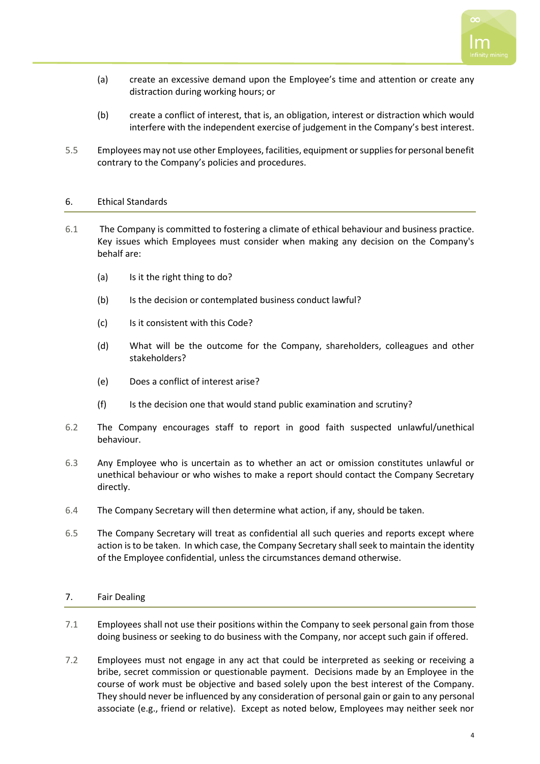(a) create an excessive demand upon the Employee's time and attention or create any distraction during working hours; or

(b) create a conflict of interest, that is, an obligation, interest or distraction which would interfere with the independent exercise of judgement in the Company's best interest.

5.5 Employees may not use other Employees, facilities, equipment or supplies for personal benefit contrary to the Company's policies and procedures.

## 6. Ethical Standards

6.1 The Company is committed to fostering a climate of ethical behaviour and business practice. Key issues which Employees must consider when making any decision on the Company's behalf are:

(a) Is it the right thing to do?

(b) Is the decision or contemplated business conduct lawful?

(c) Is it consistent with this Code?

(d) What will be the outcome for the Company, shareholders, colleagues and other stakeholders?

(e) Does a conflict of interest arise?

(f) Is the decision one that would stand public examination and scrutiny?

6.2 The Company encourages staff to report in good faith suspected unlawful/unethical behaviour.

6.3 Any Employee who is uncertain as to whether an act or omission constitutes unlawful or unethical behaviour or who wishes to make a report should contact the Company Secretary directly.

6.4 The Company Secretary will then determine what action, if any, should be taken.

6.5 The Company Secretary will treat as confidential all such queries and reports except where action is to be taken. In which case, the Company Secretary shall seek to maintain the identity of the Employee confidential, unless the circumstances demand otherwise.

## 7. Fair Dealing

7.1 Employees shall not use their positions within the Company to seek personal gain from those doing business or seeking to do business with the Company, nor accept such gain if offered.

7.2 Employees must not engage in any act that could be interpreted as seeking or receiving a bribe, secret commission or questionable payment. Decisions made by an Employee in the course of work must be objective and based solely upon the best interest of the Company. They should never be influenced by any consideration of personal gain or gain to any personal associate (e.g., friend or relative). Except as noted below, Employees may neither seek nor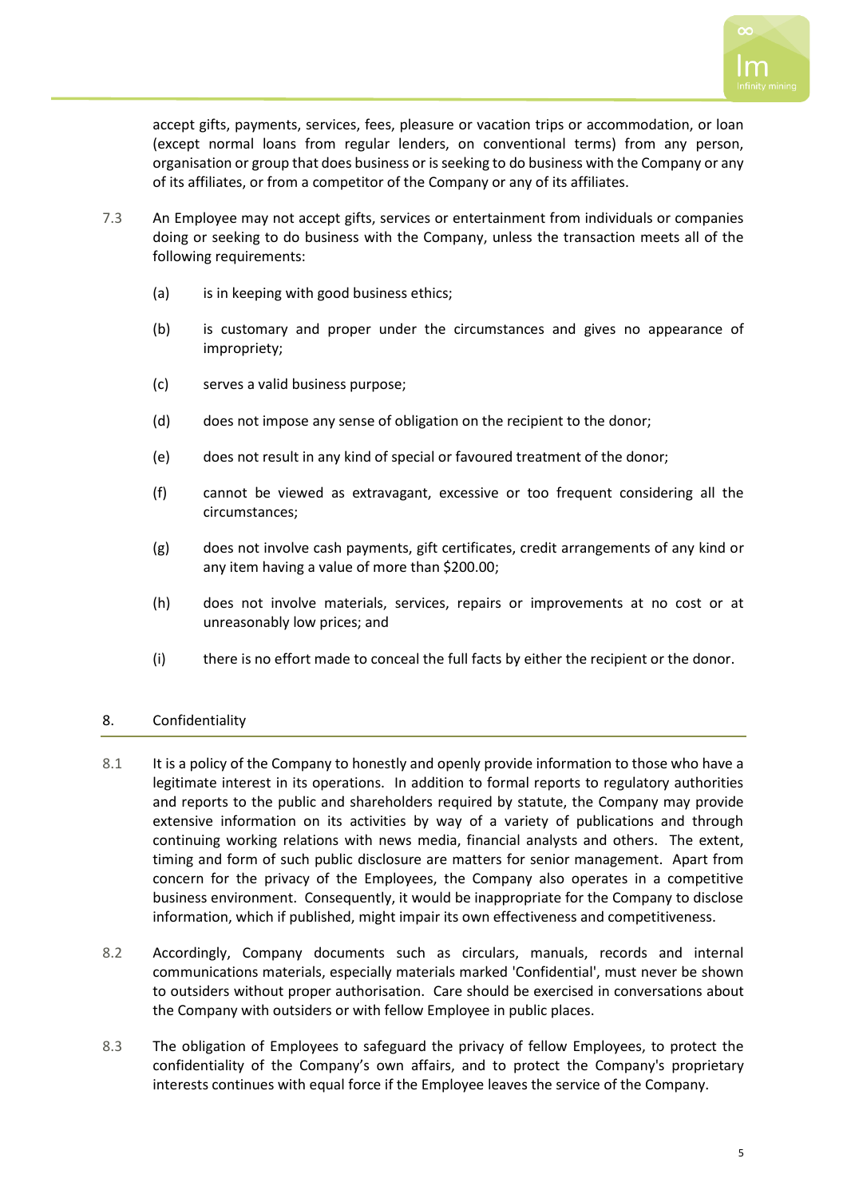accept gifts, payments, services, fees, pleasure or vacation trips or accommodation, or loan (except normal loans from regular lenders, on conventional terms) from any person, organisation or group that does business or is seeking to do business with the Company or any of its affiliates, or from a competitor of the Company or any of its affiliates.

7.3 An Employee may not accept gifts, services or entertainment from individuals or companies doing or seeking to do business with the Company, unless the transaction meets all of the following requirements:

(a) is in keeping with good business ethics;

(b) is customary and proper under the circumstances and gives no appearance of impropriety;

(c) serves a valid business purpose;

(d) does not impose any sense of obligation on the recipient to the donor;

(e) does not result in any kind of special or favoured treatment of the donor;

(f) cannot be viewed as extravagant, excessive or too frequent considering all the circumstances;

(g) does not involve cash payments, gift certificates, credit arrangements of any kind or any item having a value of more than $200.00;

(h) does not involve materials, services, repairs or improvements at no cost or at unreasonably low prices; and

(i) there is no effort made to conceal the full facts by either the recipient or the donor.

## 8. Confidentiality

8.1 It is a policy of the Company to honestly and openly provide information to those who have a legitimate interest in its operations. In addition to formal reports to regulatory authorities and reports to the public and shareholders required by statute, the Company may provide extensive information on its activities by way of a variety of publications and through continuing working relations with news media, financial analysts and others. The extent, timing and form of such public disclosure are matters for senior management. Apart from concern for the privacy of the Employees, the Company also operates in a competitive business environment. Consequently, it would be inappropriate for the Company to disclose information, which if published, might impair its own effectiveness and competitiveness.

8.2 Accordingly, Company documents such as circulars, manuals, records and internal communications materials, especially materials marked 'Confidential', must never be shown to outsiders without proper authorisation. Care should be exercised in conversations about the Company with outsiders or with fellow Employee in public places.

8.3 The obligation of Employees to safeguard the privacy of fellow Employees, to protect the confidentiality of the Company's own affairs, and to protect the Company's proprietary interests continues with equal force if the Employee leaves the service of the Company.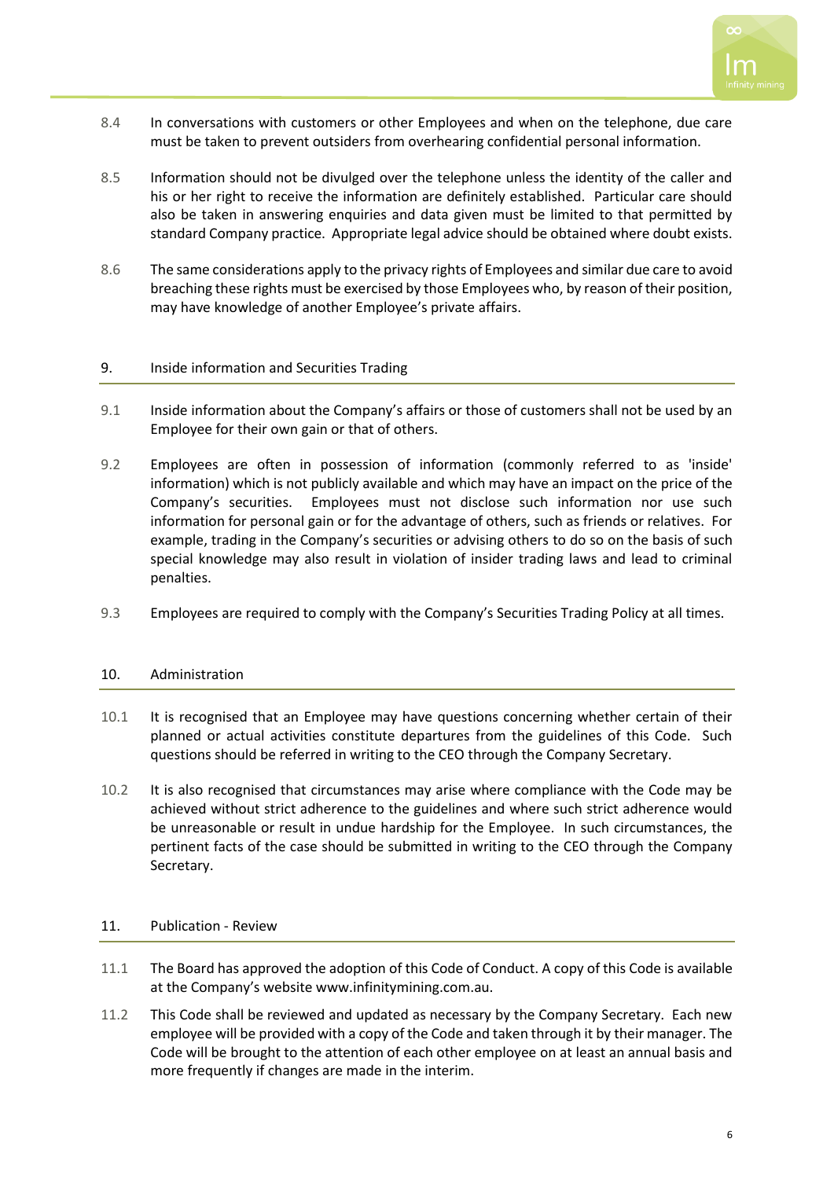8.4 In conversations with customers or other Employees and when on the telephone, due care must be taken to prevent outsiders from overhearing confidential personal information.

8.5 Information should not be divulged over the telephone unless the identity of the caller and his or her right to receive the information are definitely established. Particular care should also be taken in answering enquiries and data given must be limited to that permitted by standard Company practice. Appropriate legal advice should be obtained where doubt exists.

8.6 The same considerations apply to the privacy rights of Employees and similar due care to avoid breaching these rights must be exercised by those Employees who, by reason of their position, may have knowledge of another Employee's private affairs.

## 9. Inside information and Securities Trading

9.1 Inside information about the Company's affairs or those of customers shall not be used by an Employee for their own gain or that of others.

9.2 Employees are often in possession of information (commonly referred to as 'inside' information) which is not publicly available and which may have an impact on the price of the Company's securities. Employees must not disclose such information nor use such information for personal gain or for the advantage of others, such as friends or relatives. For example, trading in the Company's securities or advising others to do so on the basis of such special knowledge may also result in violation of insider trading laws and lead to criminal penalties.

9.3 Employees are required to comply with the Company's Securities Trading Policy at all times.

## 10. Administration

10.1 It is recognised that an Employee may have questions concerning whether certain of their planned or actual activities constitute departures from the guidelines of this Code. Such questions should be referred in writing to the CEO through the Company Secretary.

10.2 It is also recognised that circumstances may arise where compliance with the Code may be achieved without strict adherence to the guidelines and where such strict adherence would be unreasonable or result in undue hardship for the Employee. In such circumstances, the pertinent facts of the case should be submitted in writing to the CEO through the Company Secretary.

## 11. Publication - Review

11.1 The Board has approved the adoption of this Code of Conduct. A copy of this Code is available at the Company's website www.infinitymining.com.au.

11.2 This Code shall be reviewed and updated as necessary by the Company Secretary. Each new employee will be provided with a copy of the Code and taken through it by their manager. The Code will be brought to the attention of each other employee on at least an annual basis and more frequently if changes are made in the interim.